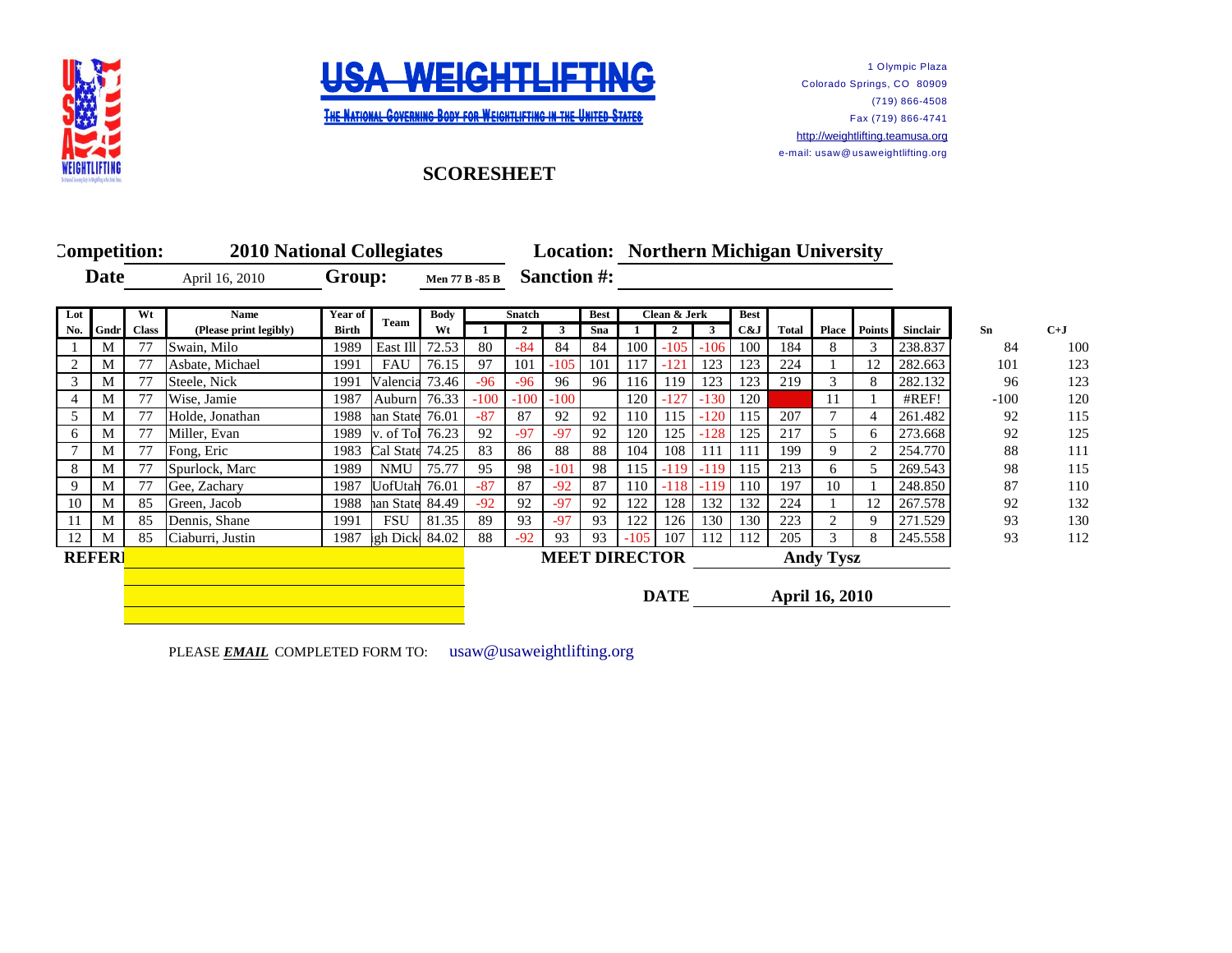# USA WEIGHTLIFTING

THE NATIONAL GOVERNING BODY FOR WEIGHTLIFTING IN THE UNITED STATES

1 Olympic Plaza
Colorado Springs, CO 80909
(719) 866-4508
Fax (719) 866-4741
http://weightlifting.teamusa.org
e-mail: usaw@usaweightlifting.org

## SCORESHEET

**Competition:** 2010 National Collegiates **Location:** Northern Michigan University

**Date** April 16, 2010 **Group:** Men 77 B -85 B **Sanction #:**

| Lot No. | Gndr | Wt Class | Name (Please print legibly) | Year of Birth | Team | Body Wt | Snatch 1 | Snatch 2 | Snatch 3 | Best Sna | Clean & Jerk 1 | Clean & Jerk 2 | Clean & Jerk 3 | Best C&J | Total | Place | Points | Sinclair | Sn | C+J |
|---|---|---|---|---|---|---|---|---|---|---|---|---|---|---|---|---|---|---|---|---|
| 1 | M | 77 | Swain, Milo | 1989 | East Ill | 72.53 | 80 | -84 | 84 | 84 | 100 | -105 | -106 | 100 | 184 | 8 | 3 | 238.837 | 84 | 100 |
| 2 | M | 77 | Asbate, Michael | 1991 | FAU | 76.15 | 97 | 101 | -105 | 101 | 117 | -121 | 123 | 123 | 224 | 1 | 12 | 282.663 | 101 | 123 |
| 3 | M | 77 | Steele, Nick | 1991 | Valencia | 73.46 | -96 | -96 | 96 | 96 | 116 | 119 | 123 | 123 | 219 | 3 | 8 | 282.132 | 96 | 123 |
| 4 | M | 77 | Wise, Jamie | 1987 | Auburn | 76.33 | -100 | -100 | -100 | | 120 | -127 | -130 | 120 | | 11 | 1 | #REF! | -100 | 120 |
| 5 | M | 77 | Holde, Jonathan | 1988 | ıan State | 76.01 | -87 | 87 | 92 | 92 | 110 | 115 | -120 | 115 | 207 | 7 | 4 | 261.482 | 92 | 115 |
| 6 | M | 77 | Miller, Evan | 1989 | v. of Tol | 76.23 | 92 | -97 | -97 | 92 | 120 | 125 | -128 | 125 | 217 | 5 | 6 | 273.668 | 92 | 125 |
| 7 | M | 77 | Fong, Eric | 1983 | Cal State | 74.25 | 83 | 86 | 88 | 88 | 104 | 108 | 111 | 111 | 199 | 9 | 2 | 254.770 | 88 | 111 |
| 8 | M | 77 | Spurlock, Marc | 1989 | NMU | 75.77 | 95 | 98 | -101 | 98 | 115 | -119 | -119 | 115 | 213 | 6 | 5 | 269.543 | 98 | 115 |
| 9 | M | 77 | Gee, Zachary | 1987 | UofUtah | 76.01 | -87 | 87 | -92 | 87 | 110 | -118 | -119 | 110 | 197 | 10 | 1 | 248.850 | 87 | 110 |
| 10 | M | 85 | Green, Jacob | 1988 | ıan State | 84.49 | -92 | 92 | -97 | 92 | 122 | 128 | 132 | 132 | 224 | 1 | 12 | 267.578 | 92 | 132 |
| 11 | M | 85 | Dennis, Shane | 1991 | FSU | 81.35 | 89 | 93 | -97 | 93 | 122 | 126 | 130 | 130 | 223 | 2 | 9 | 271.529 | 93 | 130 |
| 12 | M | 85 | Ciaburri, Justin | 1987 | igh Dick | 84.02 | 88 | -92 | 93 | 93 | -105 | 107 | 112 | 112 | 205 | 3 | 8 | 245.558 | 93 | 112 |

**REFERI**

**MEET DIRECTOR** **Andy Tysz**

**DATE** **April 16, 2010**

PLEASE ***EMAIL*** COMPLETED FORM TO: usaw@usaweightlifting.org